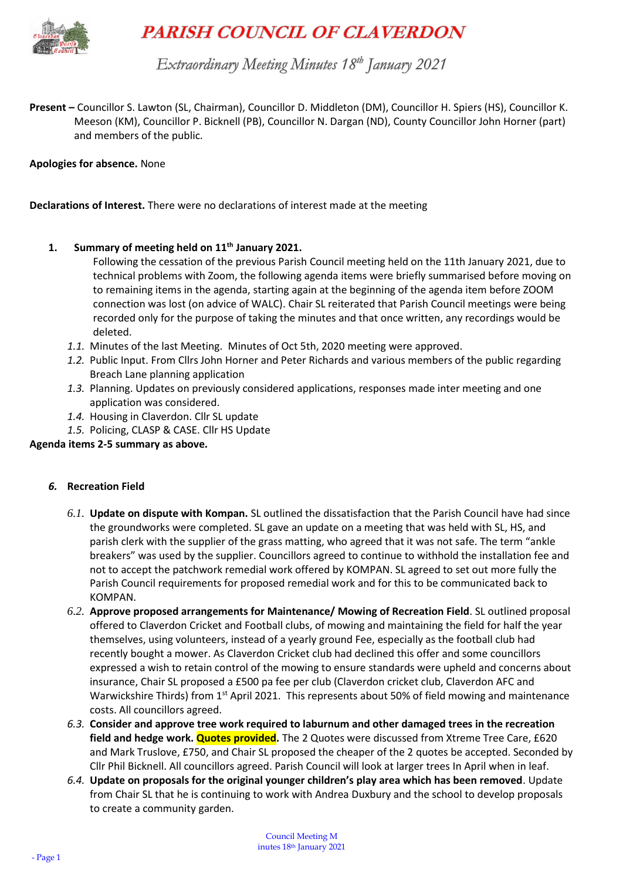# PARISH COUNCIL OF CLAVERDON

## *Extraordinary Meeting Minutes 18th January 2021*

**Present –** Councillor S. Lawton (SL, Chairman), Councillor D. Middleton (DM), Councillor H. Spiers (HS), Councillor K. Meeson (KM), Councillor P. Bicknell (PB), Councillor N. Dargan (ND), County Councillor John Horner (part) and members of the public.

**Apologies for absence.** None

**Declarations of Interest.** There were no declarations of interest made at the meeting

1. **Summary of meeting held on 11th January 2021.**

   Following the cessation of the previous Parish Council meeting held on the 11th January 2021, due to technical problems with Zoom, the following agenda items were briefly summarised before moving on to remaining items in the agenda, starting again at the beginning of the agenda item before ZOOM connection was lost (on advice of WALC). Chair SL reiterated that Parish Council meetings were being recorded only for the purpose of taking the minutes and that once written, any recordings would be deleted.

   *1.1.* Minutes of the last Meeting. Minutes of Oct 5th, 2020 meeting were approved.

   *1.2.* Public Input. From Cllrs John Horner and Peter Richards and various members of the public regarding Breach Lane planning application

   *1.3.* Planning. Updates on previously considered applications, responses made inter meeting and one application was considered.

   *1.4.* Housing in Claverdon. Cllr SL update

   *1.5.* Policing, CLASP & CASE. Cllr HS Update

**Agenda items 2-5 summary as above.**

*6.* **Recreation Field**

*6.1.* **Update on dispute with Kompan.** SL outlined the dissatisfaction that the Parish Council have had since the groundworks were completed. SL gave an update on a meeting that was held with SL, HS, and parish clerk with the supplier of the grass matting, who agreed that it was not safe. The term "ankle breakers" was used by the supplier. Councillors agreed to continue to withhold the installation fee and not to accept the patchwork remedial work offered by KOMPAN. SL agreed to set out more fully the Parish Council requirements for proposed remedial work and for this to be communicated back to KOMPAN.

*6.2.* **Approve proposed arrangements for Maintenance/ Mowing of Recreation Field**. SL outlined proposal offered to Claverdon Cricket and Football clubs, of mowing and maintaining the field for half the year themselves, using volunteers, instead of a yearly ground Fee, especially as the football club had recently bought a mower. As Claverdon Cricket club had declined this offer and some councillors expressed a wish to retain control of the mowing to ensure standards were upheld and concerns about insurance, Chair SL proposed a £500 pa fee per club (Claverdon cricket club, Claverdon AFC and Warwickshire Thirds) from 1st April 2021. This represents about 50% of field mowing and maintenance costs. All councillors agreed.

*6.3.* **Consider and approve tree work required to laburnum and other damaged trees in the recreation field and hedge work. Quotes provided.** The 2 Quotes were discussed from Xtreme Tree Care, £620 and Mark Truslove, £750, and Chair SL proposed the cheaper of the 2 quotes be accepted. Seconded by Cllr Phil Bicknell. All councillors agreed. Parish Council will look at larger trees In April when in leaf.

*6.4.* **Update on proposals for the original younger children's play area which has been removed**. Update from Chair SL that he is continuing to work with Andrea Duxbury and the school to develop proposals to create a community garden.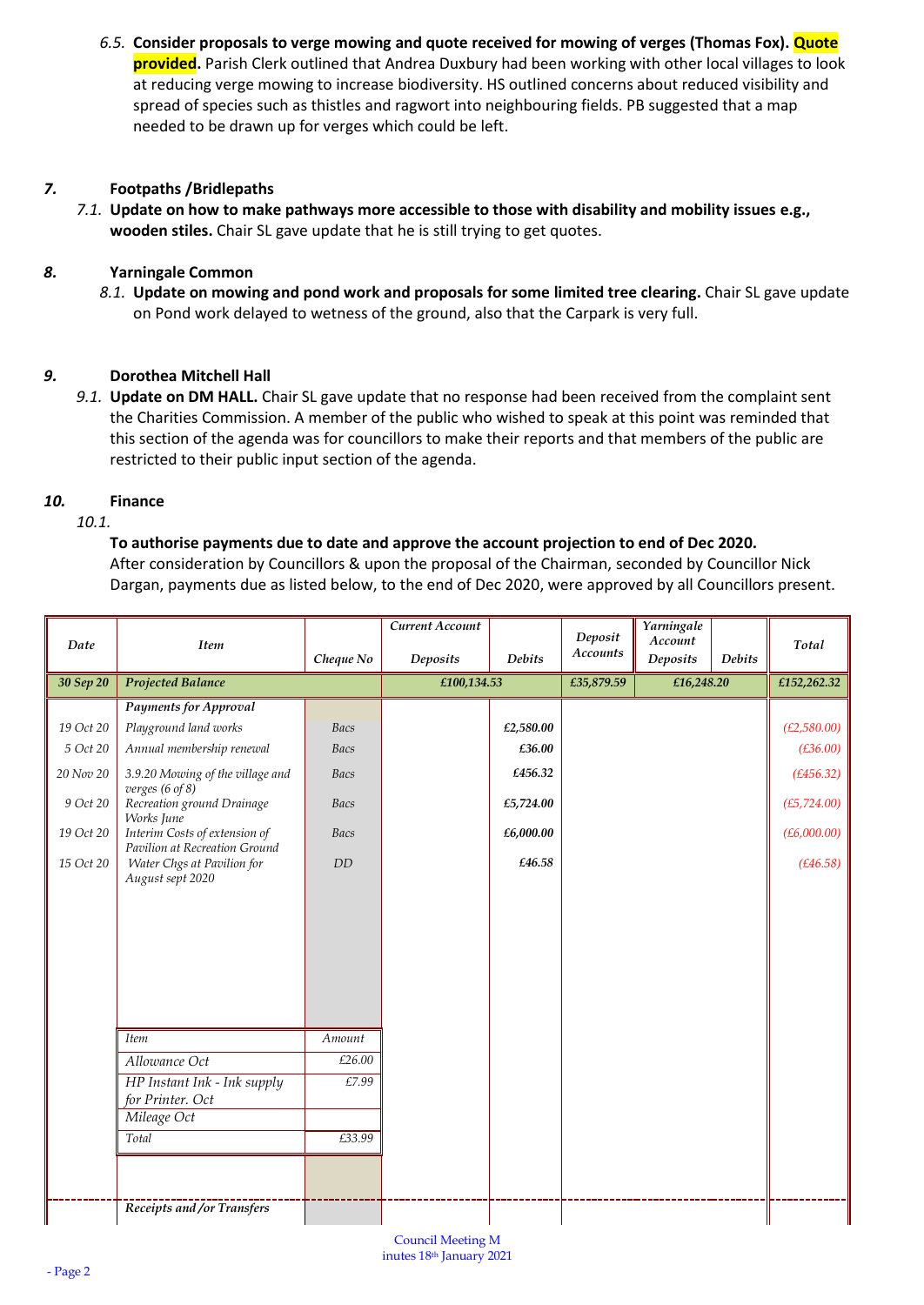6.5. **Consider proposals to verge mowing and quote received for mowing of verges (Thomas Fox). Quote provided.** Parish Clerk outlined that Andrea Duxbury had been working with other local villages to look at reducing verge mowing to increase biodiversity. HS outlined concerns about reduced visibility and spread of species such as thistles and ragwort into neighbouring fields. PB suggested that a map needed to be drawn up for verges which could be left.

## 7. Footpaths /Bridlepaths

7.1. **Update on how to make pathways more accessible to those with disability and mobility issues e.g., wooden stiles.** Chair SL gave update that he is still trying to get quotes.

## 8. Yarningale Common

8.1. **Update on mowing and pond work and proposals for some limited tree clearing.** Chair SL gave update on Pond work delayed to wetness of the ground, also that the Carpark is very full.

## 9. Dorothea Mitchell Hall

9.1. **Update on DM HALL.** Chair SL gave update that no response had been received from the complaint sent the Charities Commission. A member of the public who wished to speak at this point was reminded that this section of the agenda was for councillors to make their reports and that members of the public are restricted to their public input section of the agenda.

## 10. Finance

10.1.

**To authorise payments due to date and approve the account projection to end of Dec 2020.**
After consideration by Councillors & upon the proposal of the Chairman, seconded by Councillor Nick Dargan, payments due as listed below, to the end of Dec 2020, were approved by all Councillors present.

| Date | Item | Cheque No | Current Account Deposits | Current Account Debits | Deposit Accounts | Yarningale Account Deposits | Yarningale Account Debits | Total |
|---|---|---|---|---|---|---|---|---|
| 30 Sep 20 | Projected Balance | | £100,134.53 | | £35,879.59 | £16,248.20 | | £152,262.32 |
| | Payments for Approval | | | | | | | |
| 19 Oct 20 | Playground land works | Bacs | | £2,580.00 | | | | (£2,580.00) |
| 5 Oct 20 | Annual membership renewal | Bacs | | £36.00 | | | | (£36.00) |
| 20 Nov 20 | 3.9.20 Mowing of the village and verges (6 of 8) | Bacs | | £456.32 | | | | (£456.32) |
| 9 Oct 20 | Recreation ground Drainage Works June | Bacs | | £5,724.00 | | | | (£5,724.00) |
| 19 Oct 20 | Interim Costs of extension of Pavilion at Recreation Ground | Bacs | | £6,000.00 | | | | (£6,000.00) |
| 15 Oct 20 | Water Chgs at Pavilion for August sept 2020 | DD | | £46.58 | | | | (£46.58) |
| | Receipts and /or Transfers | | | | | | | |

| Item | Amount |
|---|---|
| Allowance Oct | £26.00 |
| HP Instant Ink - Ink supply for Printer. Oct | £7.99 |
| Mileage Oct | |
| Total | £33.99 |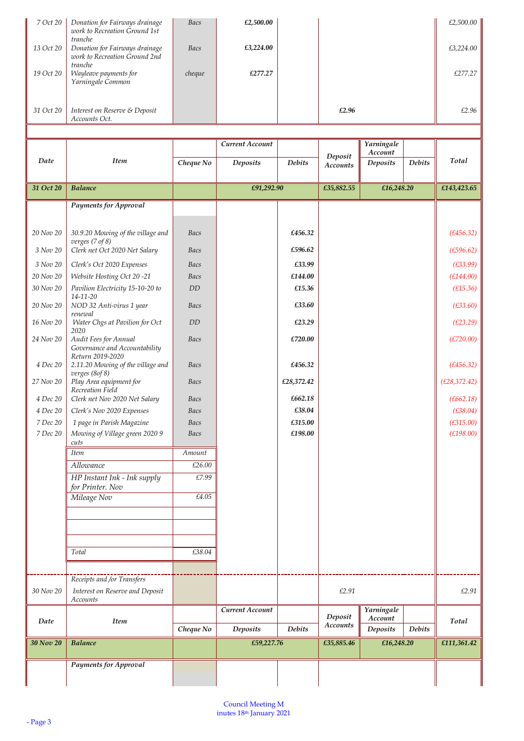| Date | Item | Cheque No | Current Account Deposits | Current Account Debits | Deposit Accounts | Yarningale Account Deposits | Yarningale Account Debits | Total |
|---|---|---|---|---|---|---|---|---|
| 7 Oct 20 | *Donation for Fairways drainage work to Recreation Ground 1st tranche* | *Bacs* | *£2,500.00* | | | | | *£2,500.00* |
| 13 Oct 20 | *Donation for Fairways drainage work to Recreation Ground 2nd tranche* | *Bacs* | *£3,224.00* | | | | | *£3,224.00* |
| 19 Oct 20 | *Wayleave payments for Yarningale Common* | *cheque* | *£277.27* | | | | | *£277.27* |
| 31 Oct 20 | *Interest on Reserve & Deposit Accounts Oct.* | | | | *£2.96* | | | *£2.96* |

| Date | Item | Cheque No | Current Account Deposits | Current Account Debits | Deposit Accounts | Yarningale Account Deposits | Yarningale Account Debits | Total |
|---|---|---|---|---|---|---|---|---|
| **31 Oct 20** | **Balance** | | ***£91,292.90*** | | ***£35,882.55*** | ***£16,248.20*** | | ***£143,423.65*** |
| | ***Payments for Approval*** | | | | | | | |
| 20 Nov 20 | *30.9.20 Mowing of the village and verges (7 of 8)* | *Bacs* | | *£456.32* | | | | *(£456.32)* |
| 3 Nov 20 | *Clerk net Oct 2020 Net Salary* | *Bacs* | | *£596.62* | | | | *(£596.62)* |
| 3 Nov 20 | *Clerk's Oct 2020 Expenses* | *Bacs* | | *£33.99* | | | | *(£33.99)* |
| 20 Nov 20 | *Website Hosting Oct 20 -21* | *Bacs* | | *£144.00* | | | | *(£144.00)* |
| 30 Nov 20 | *Pavilion Electricity 15-10-20 to 14-11-20* | *DD* | | *£15.36* | | | | *(£15.36)* |
| 20 Nov 20 | *NOD 32 Anti-virus 1 year renewal* | *Bacs* | | *£33.60* | | | | *(£33.60)* |
| 16 Nov 20 | *Water Chgs at Pavilion for Oct 2020* | *DD* | | *£23.29* | | | | *(£23.29)* |
| 24 Nov 20 | *Audit Fees for Annual Governance and Accountability Return 2019-2020* | *Bacs* | | *£720.00* | | | | *(£720.00)* |
| 4 Dec 20 | *2.11.20 Mowing of the village and verges (8of 8)* | *Bacs* | | *£456.32* | | | | *(£456.32)* |
| 27 Nov 20 | *Play Area equipment for Recreation Field* | *Bacs* | | *£28,372.42* | | | | *(£28,372.42)* |
| 4 Dec 20 | *Clerk net Nov 2020 Net Salary* | *Bacs* | | *£662.18* | | | | *(£662.18)* |
| 4 Dec 20 | *Clerk's Nov 2020 Expenses* | *Bacs* | | *£38.04* | | | | *(£38.04)* |
| 7 Dec 20 | *1 page in Parish Magazine* | *Bacs* | | *£315.00* | | | | *(£315.00)* |
| 7 Dec 20 | *Mowing of Village green 2020 9 cuts* | *Bacs* | | *£198.00* | | | | *(£198.00)* |

| Item | Amount |
|---|---|
| *Allowance* | *£26.00* |
| *HP Instant Ink - Ink supply for Printer. Nov* | *£7.99* |
| *Mileage Nov* | *£4.05* |
| | |
| | |
| | |
| *Total* | *£38.04* |

| Date | Item | Cheque No | Current Account Deposits | Current Account Debits | Deposit Accounts | Yarningale Account Deposits | Yarningale Account Debits | Total |
|---|---|---|---|---|---|---|---|---|
| | *Receipts and /or Transfers* | | | | | | | |
| 30 Nov 20 | *Interest on Reserve and Deposit Accounts* | | | | *£2.91* | | | *£2.91* |

| Date | Item | Cheque No | Current Account Deposits | Current Account Debits | Deposit Accounts | Yarningale Account Deposits | Yarningale Account Debits | Total |
|---|---|---|---|---|---|---|---|---|
| **30 Nov 20** | **Balance** | | ***£59,227.76*** | | ***£35,885.46*** | ***£16,248.20*** | | ***£111,361.42*** |
| | ***Payments for Approval*** | | | | | | | |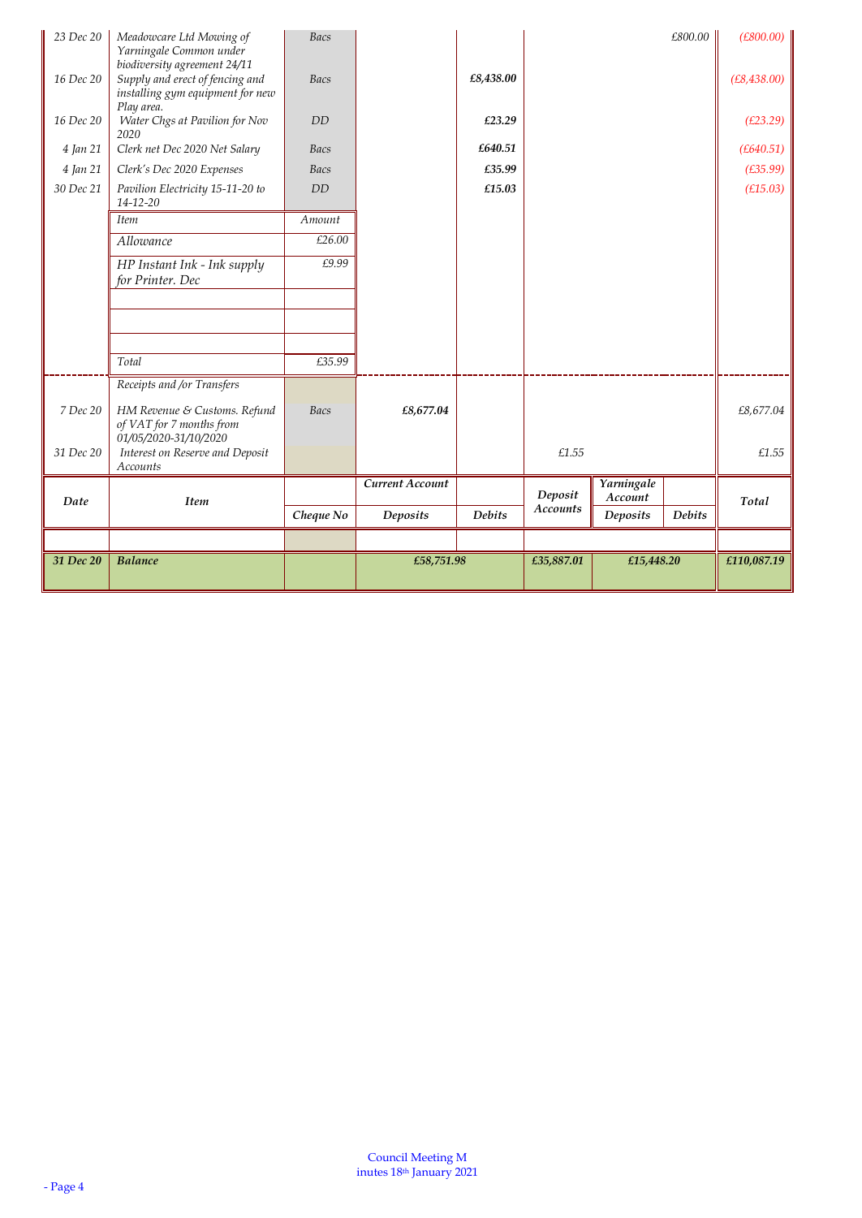| Date | Item | Cheque No | Current Account Deposits | Current Account Debits | Deposit Accounts | Yarningale Account Deposits | Yarningale Account Debits | Total |
|---|---|---|---|---|---|---|---|---|
| 23 Dec 20 | Meadowcare Ltd Mowing of Yarningale Common under biodiversity agreement 24/11 | Bacs | | | | | £800.00 | (£800.00) |
| 16 Dec 20 | Supply and erect of fencing and installing gym equipment for new Play area. | Bacs | | £8,438.00 | | | | (£8,438.00) |
| 16 Dec 20 | Water Chgs at Pavilion for Nov 2020 | DD | | £23.29 | | | | (£23.29) |
| 4 Jan 21 | Clerk net Dec 2020 Net Salary | Bacs | | £640.51 | | | | (£640.51) |
| 4 Jan 21 | Clerk's Dec 2020 Expenses | Bacs | | £35.99 | | | | (£35.99) |
| 30 Dec 21 | Pavilion Electricity 15-11-20 to 14-12-20 | DD | | £15.03 | | | | (£15.03) |
| | Item | Amount | | | | | | |
| | Allowance | £26.00 | | | | | | |
| | HP Instant Ink - Ink supply for Printer. Dec | £9.99 | | | | | | |
| | Total | £35.99 | | | | | | |
| | Receipts and /or Transfers | | | | | | | |
| 7 Dec 20 | HM Revenue & Customs. Refund of VAT for 7 months from 01/05/2020-31/10/2020 | Bacs | £8,677.04 | | | | | £8,677.04 |
| 31 Dec 20 | Interest on Reserve and Deposit Accounts | | | | £1.55 | | | £1.55 |
| 31 Dec 20 | Balance | | £58,751.98 | | £35,887.01 | £15,448.20 | | £110,087.19 |

Council Meeting Minutes 18th January 2021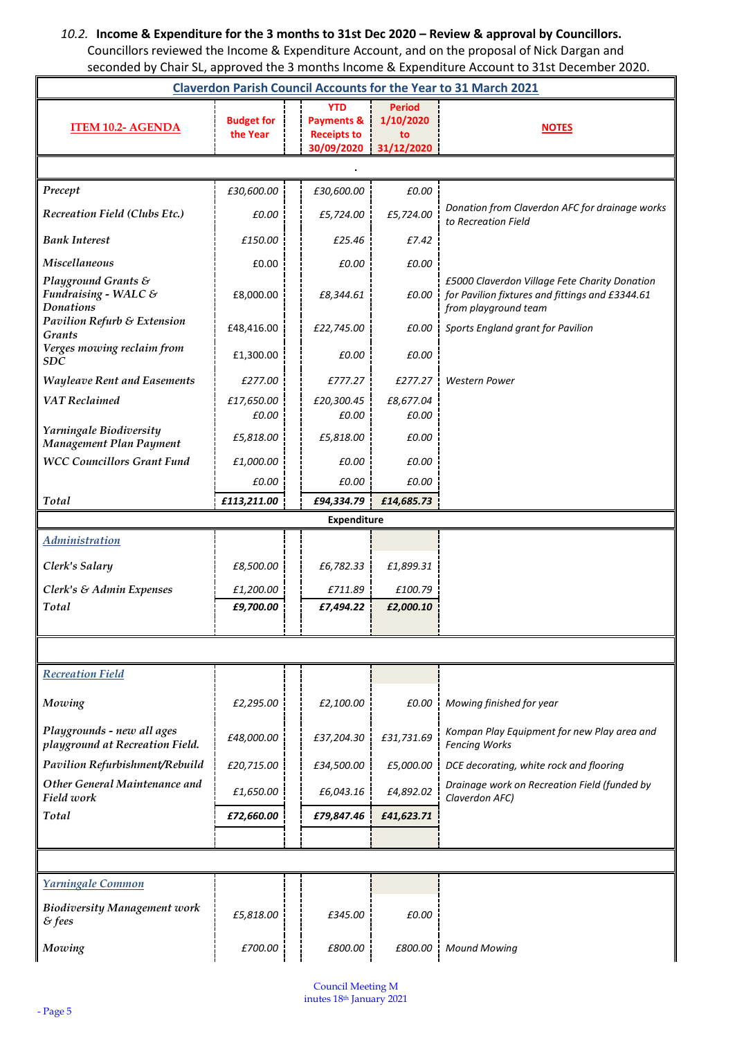*10.2.* **Income & Expenditure for the 3 months to 31st Dec 2020 – Review & approval by Councillors.**
Councillors reviewed the Income & Expenditure Account, and on the proposal of Nick Dargan and seconded by Chair SL, approved the 3 months Income & Expenditure Account to 31st December 2020.

| Claverdon Parish Council Accounts for the Year to 31 March 2021 | | | | |
|---|---|---|---|---|
| **ITEM 10.2- AGENDA** | **Budget for the Year** | **YTD Payments & Receipts to 30/09/2020** | **Period 1/10/2020 to 31/12/2020** | **NOTES** |
| . | | | | |
| *Precept* | *£30,600.00* | *£30,600.00* | *£0.00* | |
| *Recreation Field (Clubs Etc.)* | *£0.00* | *£5,724.00* | *£5,724.00* | *Donation from Claverdon AFC for drainage works to Recreation Field* |
| *Bank Interest* | *£150.00* | *£25.46* | *£7.42* | |
| *Miscellaneous* | £0.00 | *£0.00* | *£0.00* | |
| *Playground Grants & Fundraising - WALC & Donations* | £8,000.00 | *£8,344.61* | *£0.00* | *£5000 Claverdon Village Fete Charity Donation for Pavilion fixtures and fittings and £3344.61 from playground team* |
| *Pavilion Refurb & Extension Grants* | £48,416.00 | *£22,745.00* | *£0.00* | *Sports England grant for Pavilion* |
| *Verges mowing reclaim from SDC* | £1,300.00 | *£0.00* | *£0.00* | |
| *Wayleave Rent and Easements* | *£277.00* | *£777.27* | *£277.27* | *Western Power* |
| *VAT Reclaimed* | *£17,650.00* | *£20,300.45* | *£8,677.04* | |
| | *£0.00* | *£0.00* | *£0.00* | |
| *Yarningale Biodiversity Management Plan Payment* | *£5,818.00* | *£5,818.00* | *£0.00* | |
| *WCC Councillors Grant Fund* | *£1,000.00* | *£0.00* | *£0.00* | |
| | *£0.00* | *£0.00* | *£0.00* | |
| *Total* | ***£113,211.00*** | ***£94,334.79*** | ***£14,685.73*** | |
| **Expenditure** | | | | |
| *Administration* | | | | |
| *Clerk's Salary* | *£8,500.00* | *£6,782.33* | *£1,899.31* | |
| *Clerk's & Admin Expenses* | *£1,200.00* | *£711.89* | *£100.79* | |
| *Total* | ***£9,700.00*** | ***£7,494.22*** | ***£2,000.10*** | |
| *Recreation Field* | | | | |
| *Mowing* | *£2,295.00* | *£2,100.00* | *£0.00* | *Mowing finished for year* |
| *Playgrounds - new all ages playground at Recreation Field.* | *£48,000.00* | *£37,204.30* | *£31,731.69* | *Kompan Play Equipment for new Play area and Fencing Works* |
| *Pavilion Refurbishment/Rebuild* | *£20,715.00* | *£34,500.00* | *£5,000.00* | *DCE decorating, white rock and flooring* |
| *Other General Maintenance and Field work* | *£1,650.00* | *£6,043.16* | *£4,892.02* | *Drainage work on Recreation Field (funded by Claverdon AFC)* |
| *Total* | ***£72,660.00*** | ***£79,847.46*** | ***£41,623.71*** | |
| *Yarningale Common* | | | | |
| *Biodiversity Management work & fees* | *£5,818.00* | *£345.00* | *£0.00* | |
| *Mowing* | *£700.00* | *£800.00* | *£800.00* | *Mound Mowing* |

Council Meeting Minutes 18th January 2021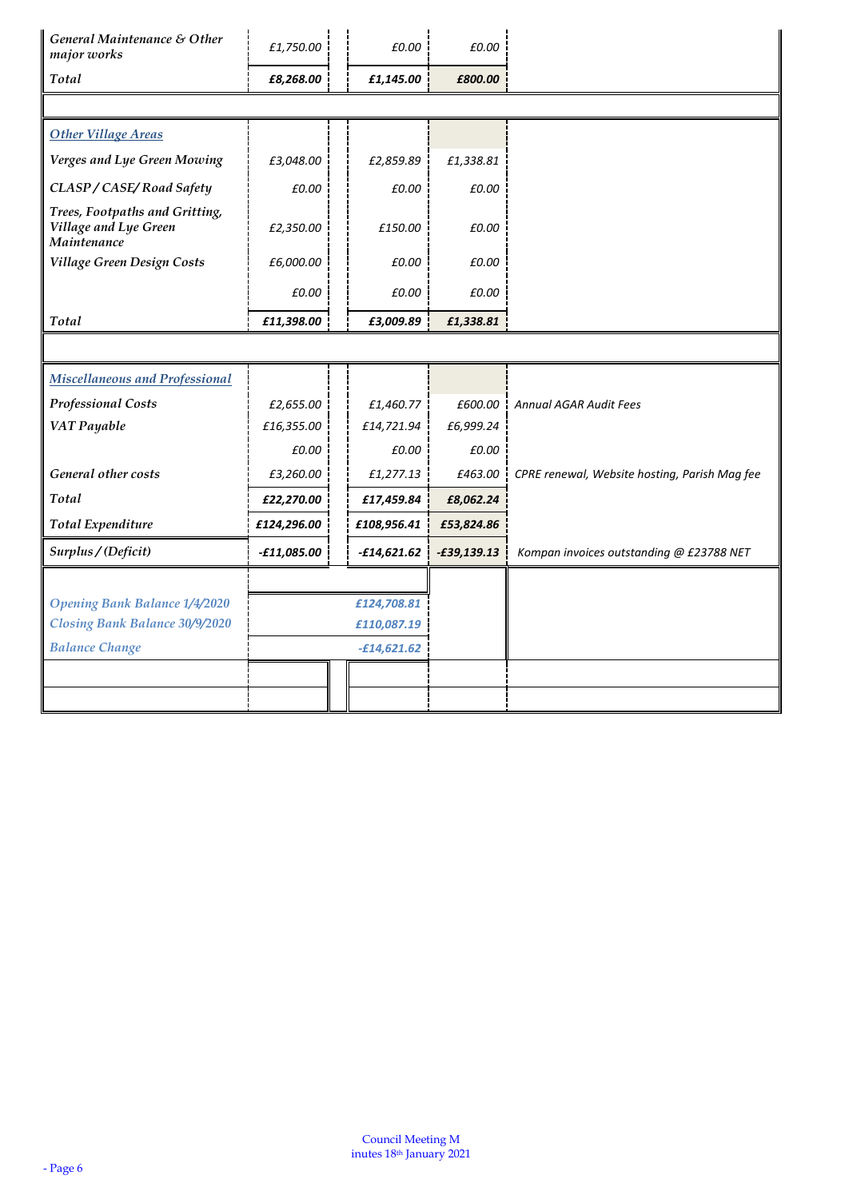| | | | | |
|---|---|---|---|---|
| *General Maintenance & Other major works* | £1,750.00 | £0.00 | £0.00 | |
| *Total* | **£8,268.00** | **£1,145.00** | **£800.00** | |
| | | | | |
| ***Other Village Areas*** | | | | |
| *Verges and Lye Green Mowing* | £3,048.00 | £2,859.89 | £1,338.81 | |
| *CLASP / CASE/ Road Safety* | £0.00 | £0.00 | £0.00 | |
| *Trees, Footpaths and Gritting, Village and Lye Green Maintenance* | £2,350.00 | £150.00 | £0.00 | |
| *Village Green Design Costs* | £6,000.00 | £0.00 | £0.00 | |
| | £0.00 | £0.00 | £0.00 | |
| *Total* | **£11,398.00** | **£3,009.89** | **£1,338.81** | |
| | | | | |
| ***Miscellaneous and Professional*** | | | | |
| *Professional Costs* | £2,655.00 | £1,460.77 | £600.00 | Annual AGAR Audit Fees |
| *VAT Payable* | £16,355.00 | £14,721.94 | £6,999.24 | |
| | £0.00 | £0.00 | £0.00 | |
| *General other costs* | £3,260.00 | £1,277.13 | £463.00 | CPRE renewal, Website hosting, Parish Mag fee |
| *Total* | **£22,270.00** | **£17,459.84** | **£8,062.24** | |
| *Total Expenditure* | **£124,296.00** | **£108,956.41** | **£53,824.86** | |
| *Surplus / (Deficit)* | **-£11,085.00** | **-£14,621.62** | **-£39,139.13** | Kompan invoices outstanding @ £23788 NET |
| | | | | |
| *Opening Bank Balance 1/4/2020* | | **£124,708.81** | | |
| *Closing Bank Balance 30/9/2020* | | **£110,087.19** | | |
| *Balance Change* | | **-£14,621.62** | | |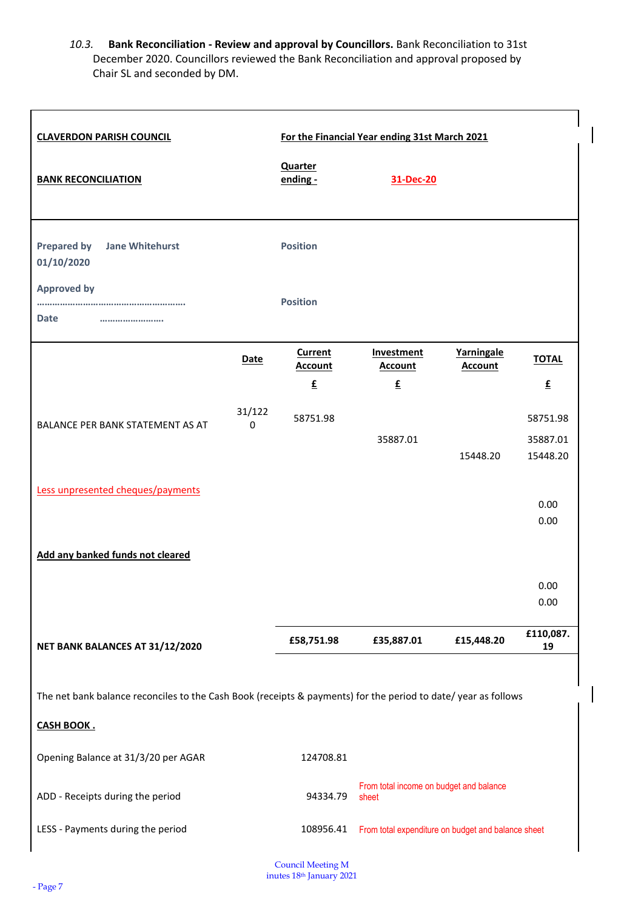*10.3.* **Bank Reconciliation - Review and approval by Councillors.** Bank Reconciliation to 31st December 2020. Councillors reviewed the Bank Reconciliation and approval proposed by Chair SL and seconded by DM.

**CLAVERDON PARISH COUNCIL** — **For the Financial Year ending 31st March 2021**

**BANK RECONCILIATION** — **Quarter ending -** **31-Dec-20**

**Prepared by** **Jane Whitehurst** **01/10/2020** — **Position**

**Approved by** **………………………………………………** — **Position**

**Date** **…………………….**

| | Date | Current Account | Investment Account | Yarningale Account | TOTAL |
|---|---|---|---|---|---|
| | | £ | £ | | £ |
| BALANCE PER BANK STATEMENT AS AT | 31/1220 | 58751.98 | | | 58751.98 |
| | | | 35887.01 | | 35887.01 |
| | | | | 15448.20 | 15448.20 |
| Less unpresented cheques/payments | | | | | |
| | | | | | 0.00 |
| | | | | | 0.00 |
| **Add any banked funds not cleared** | | | | | |
| | | | | | 0.00 |
| | | | | | 0.00 |
| **NET BANK BALANCES AT 31/12/2020** | | **£58,751.98** | **£35,887.01** | **£15,448.20** | **£110,087.19** |

The net bank balance reconciles to the Cash Book (receipts & payments) for the period to date/ year as follows

**CASH BOOK .**

| | | |
|---|---|---|
| Opening Balance at 31/3/20 per AGAR | 124708.81 | |
| ADD - Receipts during the period | 94334.79 | From total income on budget and balance sheet |
| LESS - Payments during the period | 108956.41 | From total expenditure on budget and balance sheet |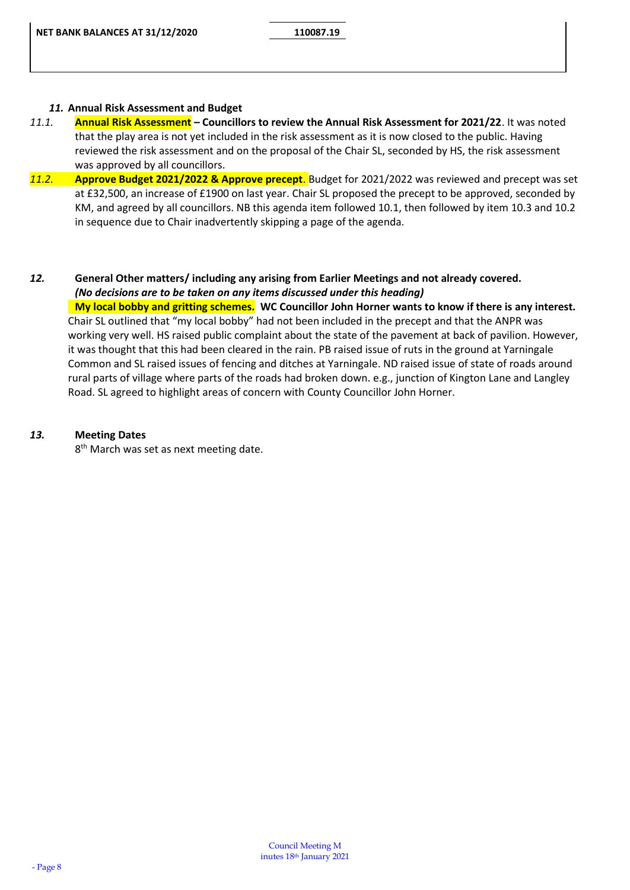**NET BANK BALANCES AT 31/12/2020** **110087.19**

### *11.* Annual Risk Assessment and Budget

*11.1.* **Annual Risk Assessment – Councillors to review the Annual Risk Assessment for 2021/22**. It was noted that the play area is not yet included in the risk assessment as it is now closed to the public. Having reviewed the risk assessment and on the proposal of the Chair SL, seconded by HS, the risk assessment was approved by all councillors.

*11.2.* **Approve Budget 2021/2022 & Approve precept**. Budget for 2021/2022 was reviewed and precept was set at £32,500, an increase of £1900 on last year. Chair SL proposed the precept to be approved, seconded by KM, and agreed by all councillors. NB this agenda item followed 10.1, then followed by item 10.3 and 10.2 in sequence due to Chair inadvertently skipping a page of the agenda.

### *12.* General Other matters/ including any arising from Earlier Meetings and not already covered.

***(No decisions are to be taken on any items discussed under this heading)***

**My local bobby and gritting schemes. WC Councillor John Horner wants to know if there is any interest.** Chair SL outlined that "my local bobby" had not been included in the precept and that the ANPR was working very well. HS raised public complaint about the state of the pavement at back of pavilion. However, it was thought that this had been cleared in the rain. PB raised issue of ruts in the ground at Yarningale Common and SL raised issues of fencing and ditches at Yarningale. ND raised issue of state of roads around rural parts of village where parts of the roads had broken down. e.g., junction of Kington Lane and Langley Road. SL agreed to highlight areas of concern with County Councillor John Horner.

### *13.* Meeting Dates

8th March was set as next meeting date.